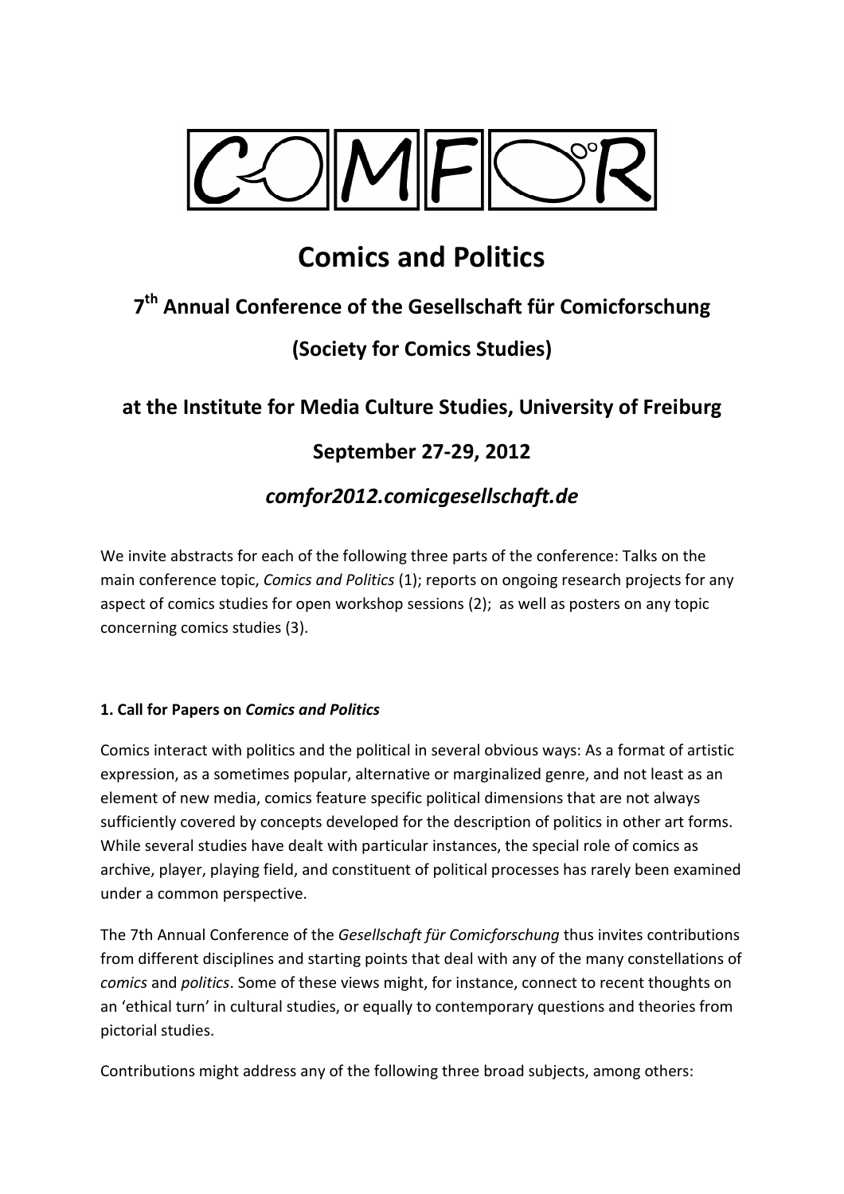COMFOR

# Comics and Politics

## 7th Annual Conference of the Gesellschaft für Comicforschung

## (Society for Comics Studies)

## at the Institute for Media Culture Studies, University of Freiburg

## September 27-29, 2012

## *comfor2012.comicgesellschaft.de*

We invite abstracts for each of the following three parts of the conference: Talks on the main conference topic, *Comics and Politics* (1); reports on ongoing research projects for any aspect of comics studies for open workshop sessions (2); as well as posters on any topic concerning comics studies (3).

### 1. Call for Papers on *Comics and Politics*

Comics interact with politics and the political in several obvious ways: As a format of artistic expression, as a sometimes popular, alternative or marginalized genre, and not least as an element of new media, comics feature specific political dimensions that are not always sufficiently covered by concepts developed for the description of politics in other art forms. While several studies have dealt with particular instances, the special role of comics as archive, player, playing field, and constituent of political processes has rarely been examined under a common perspective.

The 7th Annual Conference of the *Gesellschaft für Comicforschung* thus invites contributions from different disciplines and starting points that deal with any of the many constellations of *comics* and *politics*. Some of these views might, for instance, connect to recent thoughts on an 'ethical turn' in cultural studies, or equally to contemporary questions and theories from pictorial studies.

Contributions might address any of the following three broad subjects, among others: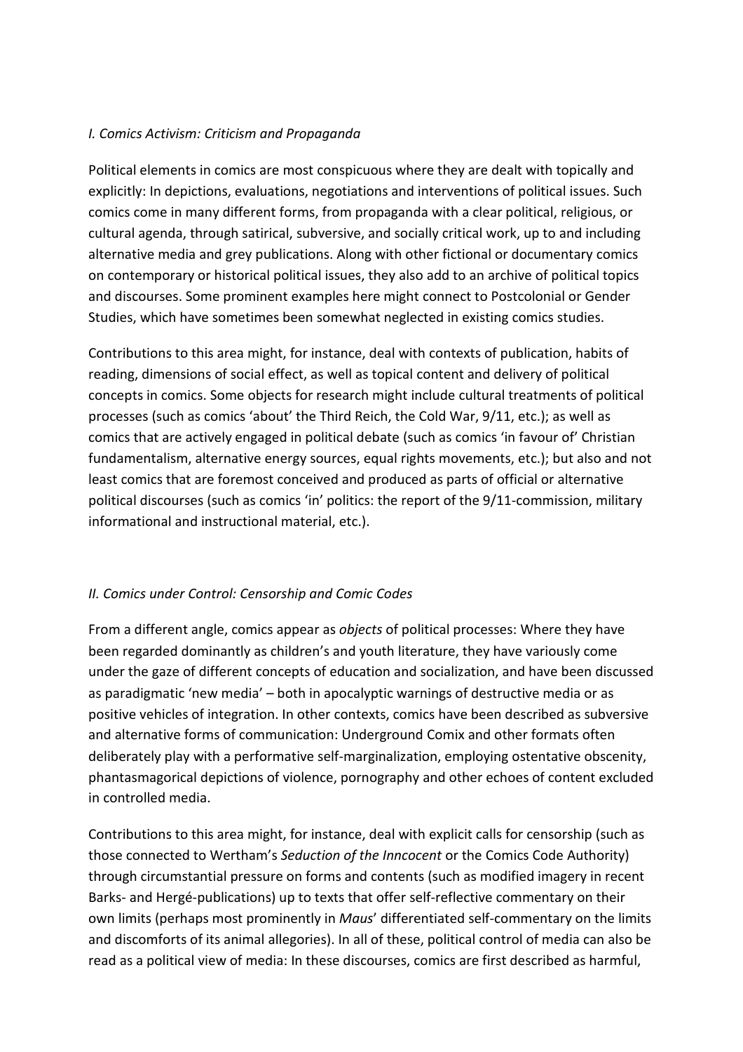*I. Comics Activism: Criticism and Propaganda*

Political elements in comics are most conspicuous where they are dealt with topically and explicitly: In depictions, evaluations, negotiations and interventions of political issues. Such comics come in many different forms, from propaganda with a clear political, religious, or cultural agenda, through satirical, subversive, and socially critical work, up to and including alternative media and grey publications. Along with other fictional or documentary comics on contemporary or historical political issues, they also add to an archive of political topics and discourses. Some prominent examples here might connect to Postcolonial or Gender Studies, which have sometimes been somewhat neglected in existing comics studies.

Contributions to this area might, for instance, deal with contexts of publication, habits of reading, dimensions of social effect, as well as topical content and delivery of political concepts in comics. Some objects for research might include cultural treatments of political processes (such as comics 'about' the Third Reich, the Cold War, 9/11, etc.); as well as comics that are actively engaged in political debate (such as comics 'in favour of' Christian fundamentalism, alternative energy sources, equal rights movements, etc.); but also and not least comics that are foremost conceived and produced as parts of official or alternative political discourses (such as comics 'in' politics: the report of the 9/11-commission, military informational and instructional material, etc.).

*II. Comics under Control: Censorship and Comic Codes*

From a different angle, comics appear as *objects* of political processes: Where they have been regarded dominantly as children's and youth literature, they have variously come under the gaze of different concepts of education and socialization, and have been discussed as paradigmatic 'new media' – both in apocalyptic warnings of destructive media or as positive vehicles of integration. In other contexts, comics have been described as subversive and alternative forms of communication: Underground Comix and other formats often deliberately play with a performative self-marginalization, employing ostentative obscenity, phantasmagorical depictions of violence, pornography and other echoes of content excluded in controlled media.

Contributions to this area might, for instance, deal with explicit calls for censorship (such as those connected to Wertham's *Seduction of the Inncocent* or the Comics Code Authority) through circumstantial pressure on forms and contents (such as modified imagery in recent Barks- and Hergé-publications) up to texts that offer self-reflective commentary on their own limits (perhaps most prominently in *Maus*' differentiated self-commentary on the limits and discomforts of its animal allegories). In all of these, political control of media can also be read as a political view of media: In these discourses, comics are first described as harmful,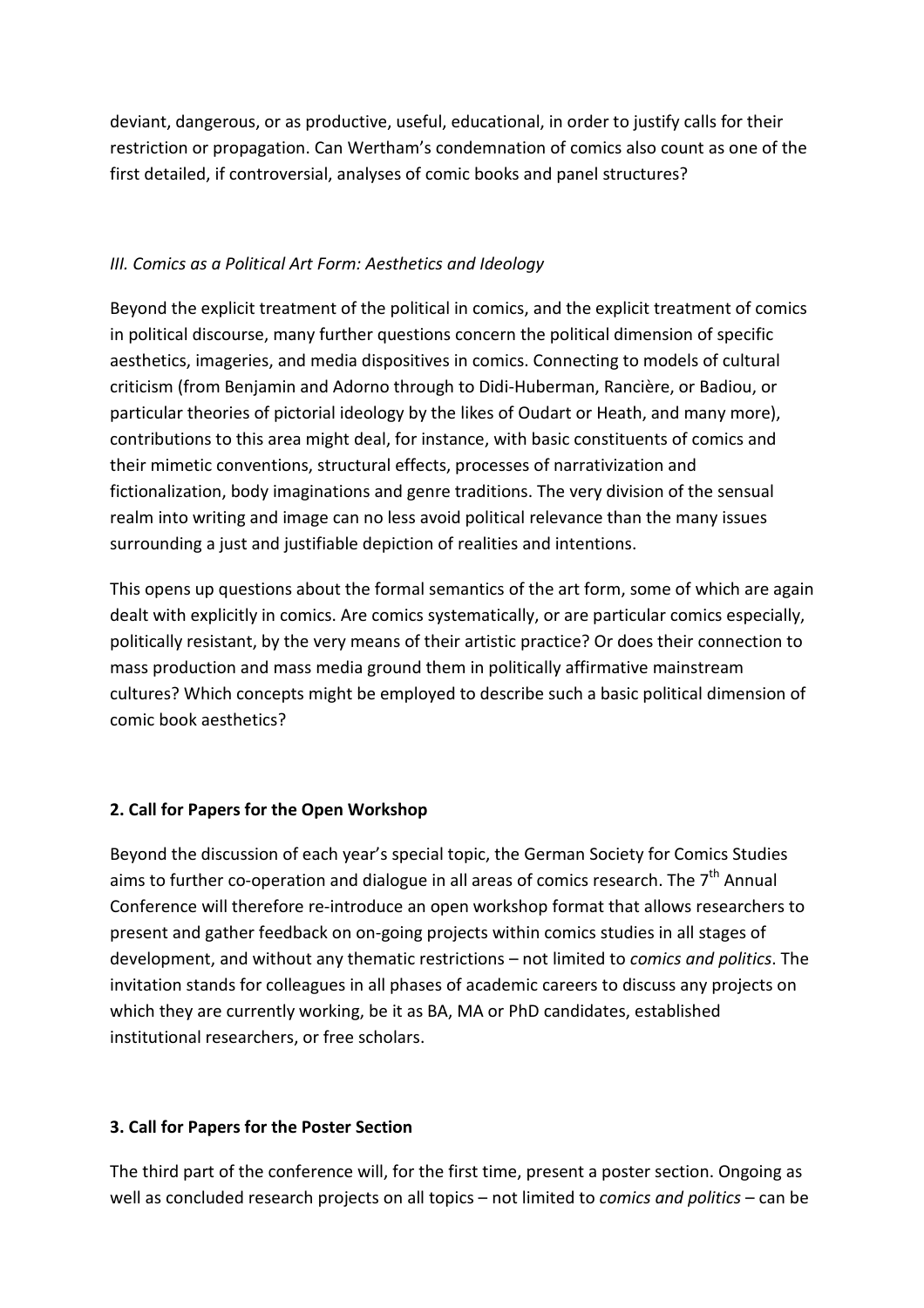deviant, dangerous, or as productive, useful, educational, in order to justify calls for their restriction or propagation. Can Wertham's condemnation of comics also count as one of the first detailed, if controversial, analyses of comic books and panel structures?

### *III. Comics as a Political Art Form: Aesthetics and Ideology*

Beyond the explicit treatment of the political in comics, and the explicit treatment of comics in political discourse, many further questions concern the political dimension of specific aesthetics, imageries, and media dispositives in comics. Connecting to models of cultural criticism (from Benjamin and Adorno through to Didi-Huberman, Rancière, or Badiou, or particular theories of pictorial ideology by the likes of Oudart or Heath, and many more), contributions to this area might deal, for instance, with basic constituents of comics and their mimetic conventions, structural effects, processes of narrativization and fictionalization, body imaginations and genre traditions. The very division of the sensual realm into writing and image can no less avoid political relevance than the many issues surrounding a just and justifiable depiction of realities and intentions.

This opens up questions about the formal semantics of the art form, some of which are again dealt with explicitly in comics. Are comics systematically, or are particular comics especially, politically resistant, by the very means of their artistic practice? Or does their connection to mass production and mass media ground them in politically affirmative mainstream cultures? Which concepts might be employed to describe such a basic political dimension of comic book aesthetics?

## 2. Call for Papers for the Open Workshop

Beyond the discussion of each year's special topic, the German Society for Comics Studies aims to further co-operation and dialogue in all areas of comics research. The 7th Annual Conference will therefore re-introduce an open workshop format that allows researchers to present and gather feedback on on-going projects within comics studies in all stages of development, and without any thematic restrictions – not limited to *comics and politics*. The invitation stands for colleagues in all phases of academic careers to discuss any projects on which they are currently working, be it as BA, MA or PhD candidates, established institutional researchers, or free scholars.

## 3. Call for Papers for the Poster Section

The third part of the conference will, for the first time, present a poster section. Ongoing as well as concluded research projects on all topics – not limited to *comics and politics* – can be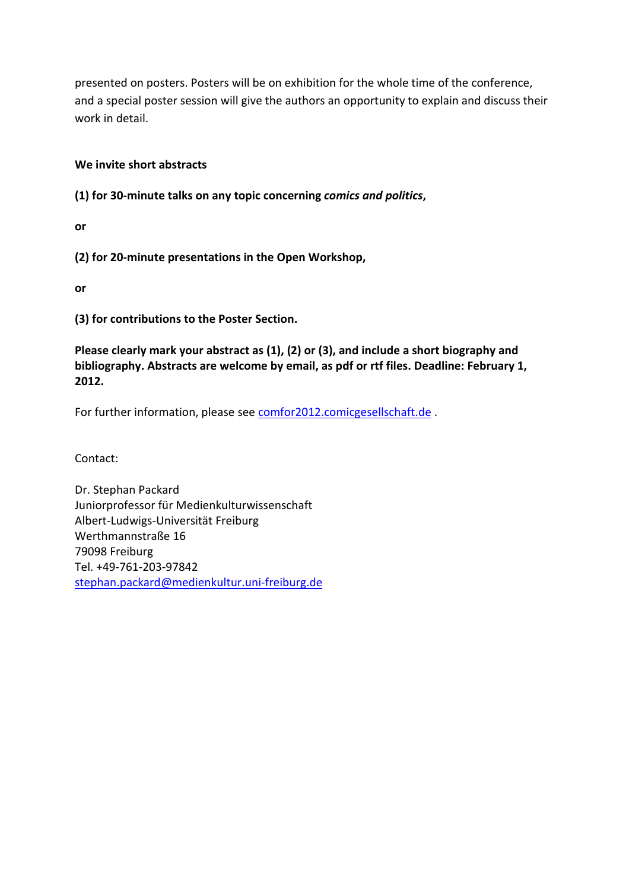presented on posters. Posters will be on exhibition for the whole time of the conference, and a special poster session will give the authors an opportunity to explain and discuss their work in detail.

**We invite short abstracts**

**(1) for 30-minute talks on any topic concerning *comics and politics*,**

**or**

**(2) for 20-minute presentations in the Open Workshop,**

**or**

**(3) for contributions to the Poster Section.**

**Please clearly mark your abstract as (1), (2) or (3), and include a short biography and bibliography. Abstracts are welcome by email, as pdf or rtf files. Deadline: February 1, 2012.**

For further information, please see [comfor2012.comicgesellschaft.de](comfor2012.comicgesellschaft.de) .

Contact:

Dr. Stephan Packard
Juniorprofessor für Medienkulturwissenschaft
Albert-Ludwigs-Universität Freiburg
Werthmannstraße 16
79098 Freiburg
Tel. +49-761-203-97842
[stephan.packard@medienkultur.uni-freiburg.de](mailto:stephan.packard@medienkultur.uni-freiburg.de)